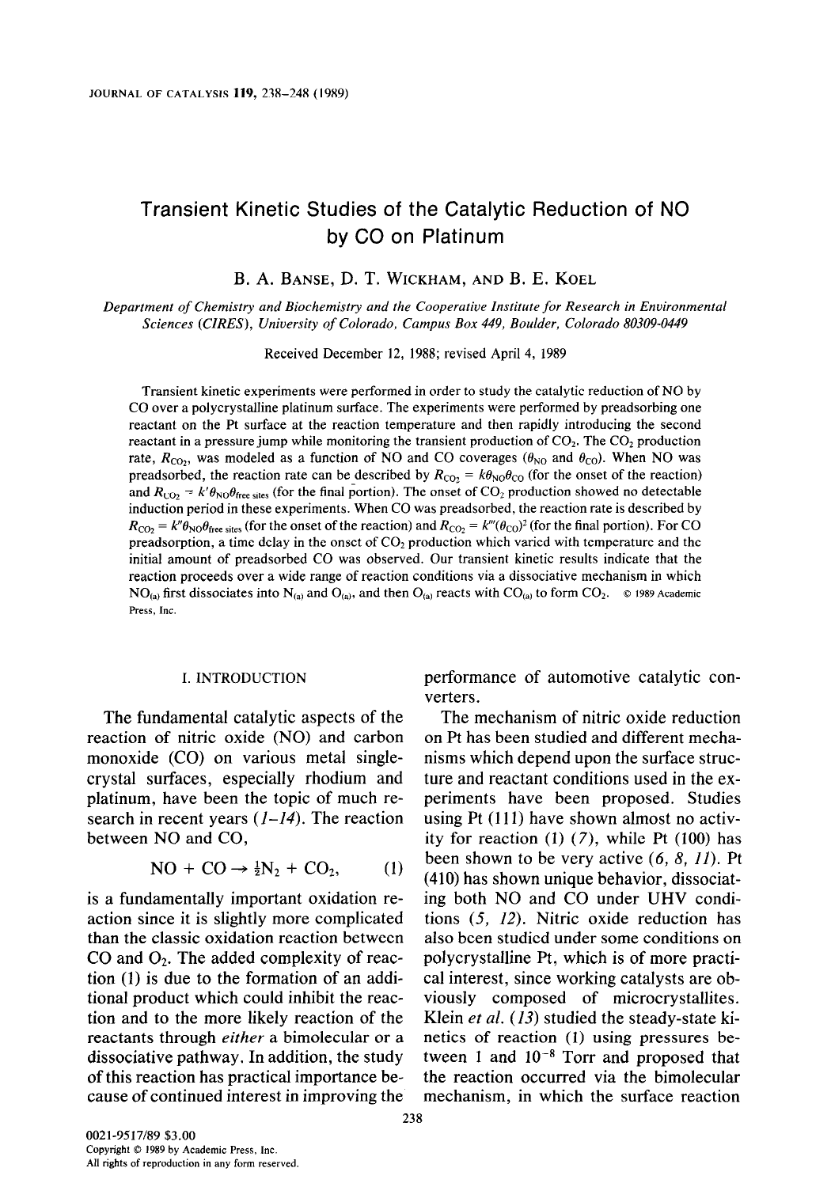# Transient Kinetic Studies of the Catalytic Reduction of NO by CO on Platinum

B. A. Banse, D. T. Wickham, and B. E. Koel

*Department of Chemistry and Biochemistry and the Cooperative Institute for Research in Environmental Sciences (CIRES), University of Colorado, Campus Box 449, Boulder, Colorado 80309-0449*

Received December 12, 1988; revised April 4, 1989

Transient kinetic experiments were performed in order to study the catalytic reduction of NO by CO over a polycrystalline platinum surface. The experiments were performed by preadsorbing one reactant on the Pt surface at the reaction temperature and then rapidly introducing the second reactant in a pressure jump while monitoring the transient production of $CO_2$. The $CO_2$ production rate, $R_{CO_2}$, was modeled as a function of NO and CO coverages ($\theta_{NO}$ and $\theta_{CO}$). When NO was preadsorbed, the reaction rate can be described by $R_{CO_2} = k\theta_{NO}\theta_{CO}$ (for the onset of the reaction) and $R_{CO_2} = k'\theta_{NO}\theta_{\text{free sites}}$ (for the final portion). The onset of $CO_2$ production showed no detectable induction period in these experiments. When CO was preadsorbed, the reaction rate is described by $R_{CO_2} = k''\theta_{NO}\theta_{\text{free sites}}$ (for the onset of the reaction) and $R_{CO_2} = k'''(\theta_{CO})^2$ (for the final portion). For CO preadsorption, a time delay in the onset of $CO_2$ production which varied with temperature and the initial amount of preadsorbed CO was observed. Our transient kinetic results indicate that the reaction proceeds over a wide range of reaction conditions via a dissociative mechanism in which $NO_{(a)}$ first dissociates into $N_{(a)}$ and $O_{(a)}$, and then $O_{(a)}$ reacts with $CO_{(a)}$ to form $CO_2$. © 1989 Academic Press, Inc.

## I. INTRODUCTION

The fundamental catalytic aspects of the reaction of nitric oxide (NO) and carbon monoxide (CO) on various metal single-crystal surfaces, especially rhodium and platinum, have been the topic of much research in recent years (*1–14*). The reaction between NO and CO,

$$NO + CO \rightarrow \tfrac{1}{2}N_2 + CO_2, \qquad (1)$$

is a fundamentally important oxidation reaction since it is slightly more complicated than the classic oxidation reaction between CO and $O_2$. The added complexity of reaction (1) is due to the formation of an additional product which could inhibit the reaction and to the more likely reaction of the reactants through *either* a bimolecular or a dissociative pathway. In addition, the study of this reaction has practical importance because of continued interest in improving the performance of automotive catalytic converters.

The mechanism of nitric oxide reduction on Pt has been studied and different mechanisms which depend upon the surface structure and reactant conditions used in the experiments have been proposed. Studies using Pt (111) have shown almost no activity for reaction (1) (*7*), while Pt (100) has been shown to be very active (*6, 8, 11*). Pt (410) has shown unique behavior, dissociating both NO and CO under UHV conditions (*5, 12*). Nitric oxide reduction has also been studied under some conditions on polycrystalline Pt, which is of more practical interest, since working catalysts are obviously composed of microcrystallites. Klein *et al.* (*13*) studied the steady-state kinetics of reaction (1) using pressures between 1 and $10^{-8}$ Torr and proposed that the reaction occurred via the bimolecular mechanism, in which the surface reaction

0021-9517/89 $3.00
Copyright © 1989 by Academic Press, Inc.
All rights of reproduction in any form reserved.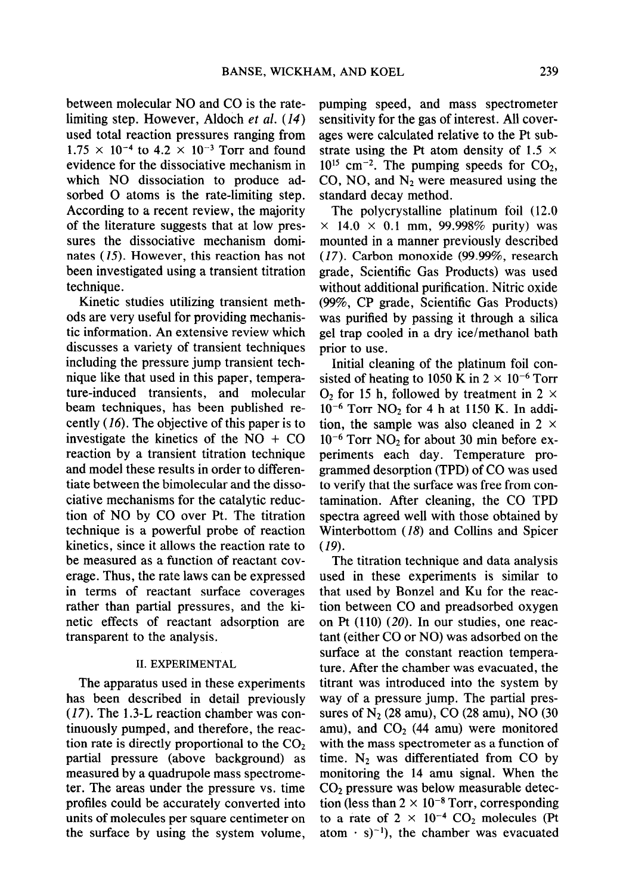between molecular NO and CO is the rate-limiting step. However, Aldoch *et al.* (14) used total reaction pressures ranging from $1.75 \times 10^{-4}$ to $4.2 \times 10^{-3}$ Torr and found evidence for the dissociative mechanism in which NO dissociation to produce adsorbed O atoms is the rate-limiting step. According to a recent review, the majority of the literature suggests that at low pressures the dissociative mechanism dominates (15). However, this reaction has not been investigated using a transient titration technique.

Kinetic studies utilizing transient methods are very useful for providing mechanistic information. An extensive review which discusses a variety of transient techniques including the pressure jump transient technique like that used in this paper, temperature-induced transients, and molecular beam techniques, has been published recently (16). The objective of this paper is to investigate the kinetics of the NO + CO reaction by a transient titration technique and model these results in order to differentiate between the bimolecular and the dissociative mechanisms for the catalytic reduction of NO by CO over Pt. The titration technique is a powerful probe of reaction kinetics, since it allows the reaction rate to be measured as a function of reactant coverage. Thus, the rate laws can be expressed in terms of reactant surface coverages rather than partial pressures, and the kinetic effects of reactant adsorption are transparent to the analysis.

## II. EXPERIMENTAL

The apparatus used in these experiments has been described in detail previously (17). The 1.3-L reaction chamber was continuously pumped, and therefore, the reaction rate is directly proportional to the $CO_2$ partial pressure (above background) as measured by a quadrupole mass spectrometer. The areas under the pressure vs. time profiles could be accurately converted into units of molecules per square centimeter on the surface by using the system volume, pumping speed, and mass spectrometer sensitivity for the gas of interest. All coverages were calculated relative to the Pt substrate using the Pt atom density of $1.5 \times 10^{15}$ $cm^{-2}$. The pumping speeds for $CO_2$, CO, NO, and $N_2$ were measured using the standard decay method.

The polycrystalline platinum foil (12.0 × 14.0 × 0.1 mm, 99.998% purity) was mounted in a manner previously described (17). Carbon monoxide (99.99%, research grade, Scientific Gas Products) was used without additional purification. Nitric oxide (99%, CP grade, Scientific Gas Products) was purified by passing it through a silica gel trap cooled in a dry ice/methanol bath prior to use.

Initial cleaning of the platinum foil consisted of heating to 1050 K in $2 \times 10^{-6}$ Torr $O_2$ for 15 h, followed by treatment in $2 \times 10^{-6}$ Torr $NO_2$ for 4 h at 1150 K. In addition, the sample was also cleaned in $2 \times 10^{-6}$ Torr $NO_2$ for about 30 min before experiments each day. Temperature programmed desorption (TPD) of CO was used to verify that the surface was free from contamination. After cleaning, the CO TPD spectra agreed well with those obtained by Winterbottom (18) and Collins and Spicer (19).

The titration technique and data analysis used in these experiments is similar to that used by Bonzel and Ku for the reaction between CO and preadsorbed oxygen on Pt (110) (20). In our studies, one reactant (either CO or NO) was adsorbed on the surface at the constant reaction temperature. After the chamber was evacuated, the titrant was introduced into the system by way of a pressure jump. The partial pressures of $N_2$ (28 amu), CO (28 amu), NO (30 amu), and $CO_2$ (44 amu) were monitored with the mass spectrometer as a function of time. $N_2$ was differentiated from CO by monitoring the 14 amu signal. When the $CO_2$ pressure was below measurable detection (less than $2 \times 10^{-8}$ Torr, corresponding to a rate of $2 \times 10^{-4}$ $CO_2$ molecules (Pt atom · s)$^{-1}$), the chamber was evacuated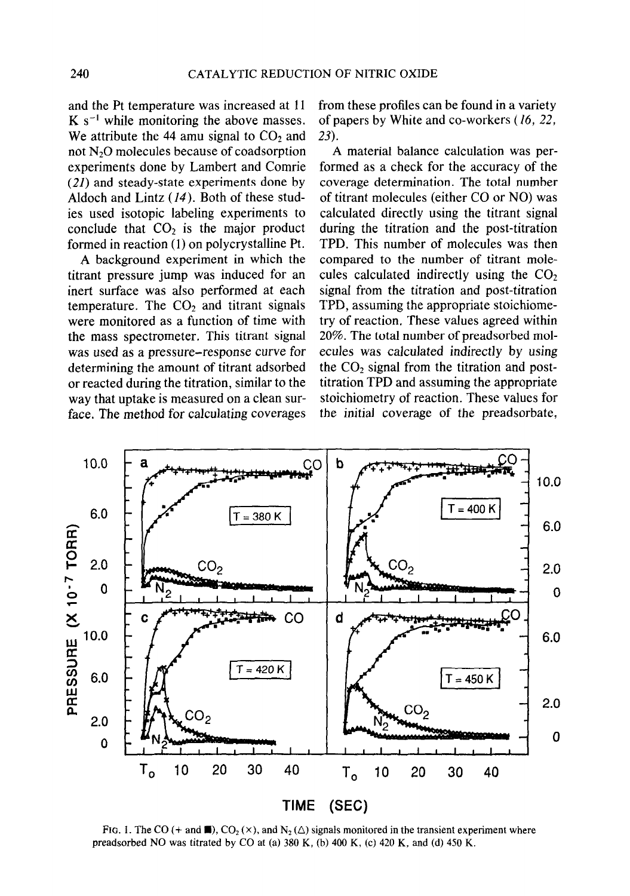and the Pt temperature was increased at 11 K $s^{-1}$ while monitoring the above masses. We attribute the 44 amu signal to $CO_2$ and not $N_2O$ molecules because of coadsorption experiments done by Lambert and Comrie (21) and steady-state experiments done by Aldoch and Lintz (14). Both of these studies used isotopic labeling experiments to conclude that $CO_2$ is the major product formed in reaction (1) on polycrystalline Pt.

A background experiment in which the titrant pressure jump was induced for an inert surface was also performed at each temperature. The $CO_2$ and titrant signals were monitored as a function of time with the mass spectrometer. This titrant signal was used as a pressure–response curve for determining the amount of titrant adsorbed or reacted during the titration, similar to the way that uptake is measured on a clean surface. The method for calculating coverages from these profiles can be found in a variety of papers by White and co-workers (16, 22, 23).

A material balance calculation was performed as a check for the accuracy of the coverage determination. The total number of titrant molecules (either CO or NO) was calculated directly using the titrant signal during the titration and the post-titration TPD. This number of molecules was then compared to the number of titrant molecules calculated indirectly using the $CO_2$ signal from the titration and post-titration TPD, assuming the appropriate stoichiometry of reaction. These values agreed within 20%. The total number of preadsorbed molecules was calculated indirectly by using the $CO_2$ signal from the titration and post-titration TPD and assuming the appropriate stoichiometry of reaction. These values for the initial coverage of the preadsorbate,

FIG. 1. The CO (+ and ■), $CO_2$ (×), and $N_2$ (△) signals monitored in the transient experiment where preadsorbed NO was titrated by CO at (a) 380 K, (b) 400 K, (c) 420 K, and (d) 450 K.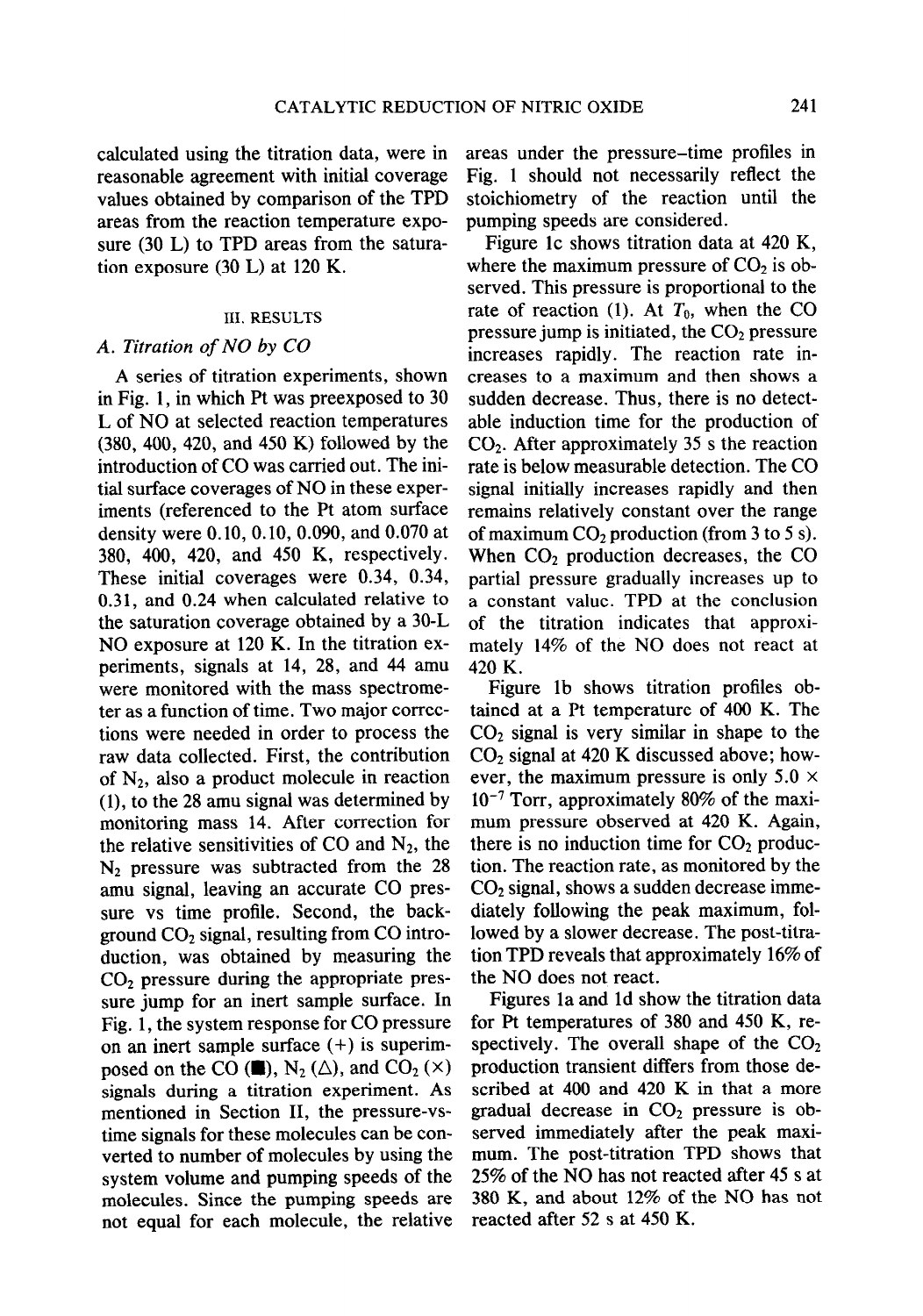calculated using the titration data, were in reasonable agreement with initial coverage values obtained by comparison of the TPD areas from the reaction temperature exposure (30 L) to TPD areas from the saturation exposure (30 L) at 120 K.

## III. RESULTS

### A. Titration of NO by CO

A series of titration experiments, shown in Fig. 1, in which Pt was preexposed to 30 L of NO at selected reaction temperatures (380, 400, 420, and 450 K) followed by the introduction of CO was carried out. The initial surface coverages of NO in these experiments (referenced to the Pt atom surface density were 0.10, 0.10, 0.090, and 0.070 at 380, 400, 420, and 450 K, respectively. These initial coverages were 0.34, 0.34, 0.31, and 0.24 when calculated relative to the saturation coverage obtained by a 30-L NO exposure at 120 K. In the titration experiments, signals at 14, 28, and 44 amu were monitored with the mass spectrometer as a function of time. Two major corrections were needed in order to process the raw data collected. First, the contribution of $N_2$, also a product molecule in reaction (1), to the 28 amu signal was determined by monitoring mass 14. After correction for the relative sensitivities of CO and $N_2$, the $N_2$ pressure was subtracted from the 28 amu signal, leaving an accurate CO pressure vs time profile. Second, the background $CO_2$ signal, resulting from CO introduction, was obtained by measuring the $CO_2$ pressure during the appropriate pressure jump for an inert sample surface. In Fig. 1, the system response for CO pressure on an inert sample surface (+) is superimposed on the CO (■), $N_2$ (△), and $CO_2$ (×) signals during a titration experiment. As mentioned in Section II, the pressure-vs-time signals for these molecules can be converted to number of molecules by using the system volume and pumping speeds of the molecules. Since the pumping speeds are not equal for each molecule, the relative areas under the pressure–time profiles in Fig. 1 should not necessarily reflect the stoichiometry of the reaction until the pumping speeds are considered.

Figure 1c shows titration data at 420 K, where the maximum pressure of $CO_2$ is observed. This pressure is proportional to the rate of reaction (1). At $T_0$, when the CO pressure jump is initiated, the $CO_2$ pressure increases rapidly. The reaction rate increases to a maximum and then shows a sudden decrease. Thus, there is no detectable induction time for the production of $CO_2$. After approximately 35 s the reaction rate is below measurable detection. The CO signal initially increases rapidly and then remains relatively constant over the range of maximum $CO_2$ production (from 3 to 5 s). When $CO_2$ production decreases, the CO partial pressure gradually increases up to a constant value. TPD at the conclusion of the titration indicates that approximately 14% of the NO does not react at 420 K.

Figure 1b shows titration profiles obtained at a Pt temperature of 400 K. The $CO_2$ signal is very similar in shape to the $CO_2$ signal at 420 K discussed above; however, the maximum pressure is only $5.0 \times 10^{-7}$ Torr, approximately 80% of the maximum pressure observed at 420 K. Again, there is no induction time for $CO_2$ production. The reaction rate, as monitored by the $CO_2$ signal, shows a sudden decrease immediately following the peak maximum, followed by a slower decrease. The post-titration TPD reveals that approximately 16% of the NO does not react.

Figures 1a and 1d show the titration data for Pt temperatures of 380 and 450 K, respectively. The overall shape of the $CO_2$ production transient differs from those described at 400 and 420 K in that a more gradual decrease in $CO_2$ pressure is observed immediately after the peak maximum. The post-titration TPD shows that 25% of the NO has not reacted after 45 s at 380 K, and about 12% of the NO has not reacted after 52 s at 450 K.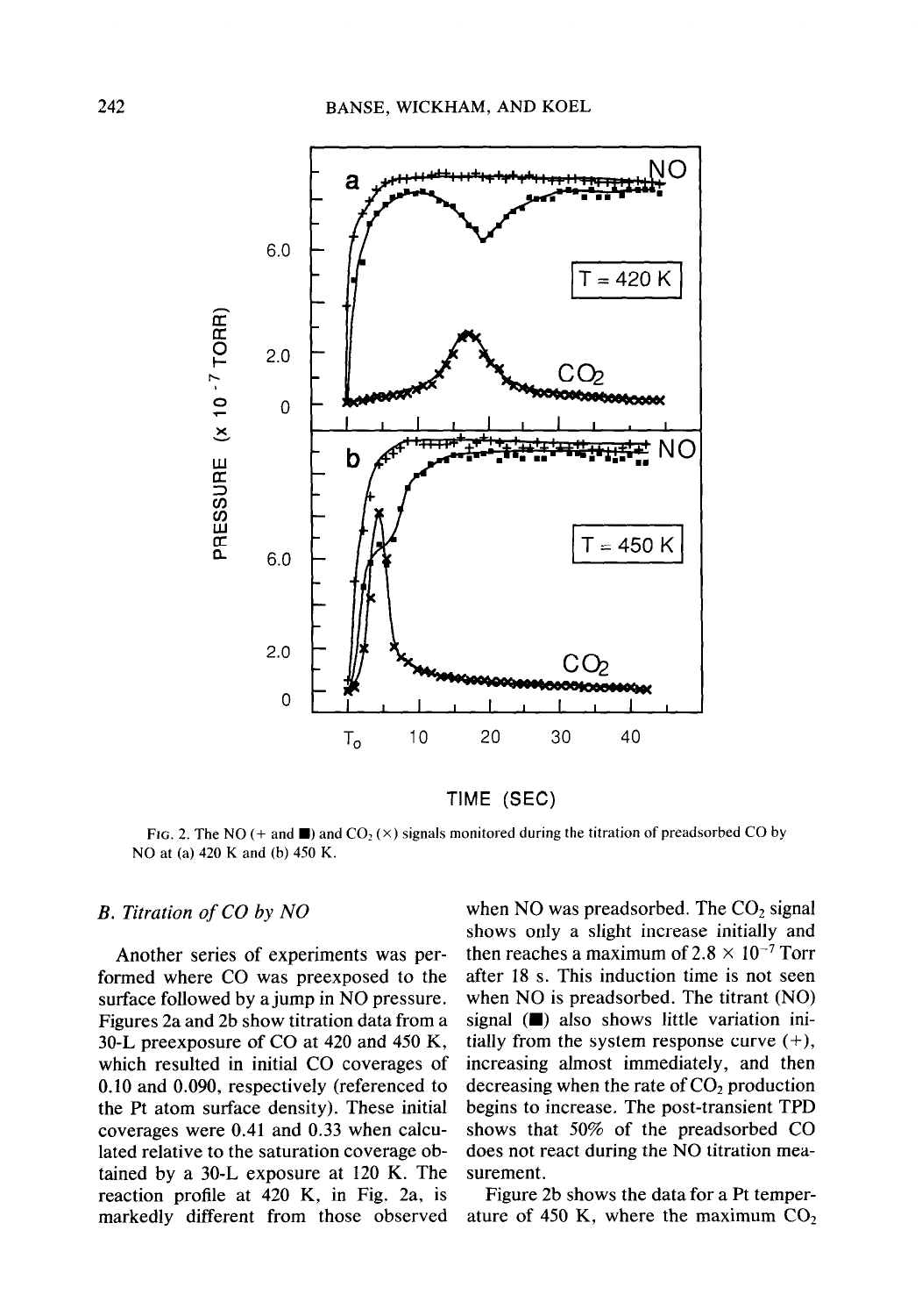FIG. 2. The NO (+ and ■) and $CO_2$ (×) signals monitored during the titration of preadsorbed CO by NO at (a) 420 K and (b) 450 K.

### *B. Titration of CO by NO*

Another series of experiments was performed where CO was preexposed to the surface followed by a jump in NO pressure. Figures 2a and 2b show titration data from a 30-L preexposure of CO at 420 and 450 K, which resulted in initial CO coverages of 0.10 and 0.090, respectively (referenced to the Pt atom surface density). These initial coverages were 0.41 and 0.33 when calculated relative to the saturation coverage obtained by a 30-L exposure at 120 K. The reaction profile at 420 K, in Fig. 2a, is markedly different from those observed when NO was preadsorbed. The $CO_2$ signal shows only a slight increase initially and then reaches a maximum of $2.8 \times 10^{-7}$ Torr after 18 s. This induction time is not seen when NO is preadsorbed. The titrant (NO) signal (■) also shows little variation initially from the system response curve (+), increasing almost immediately, and then decreasing when the rate of $CO_2$ production begins to increase. The post-transient TPD shows that 50% of the preadsorbed CO does not react during the NO titration measurement.

Figure 2b shows the data for a Pt temperature of 450 K, where the maximum $CO_2$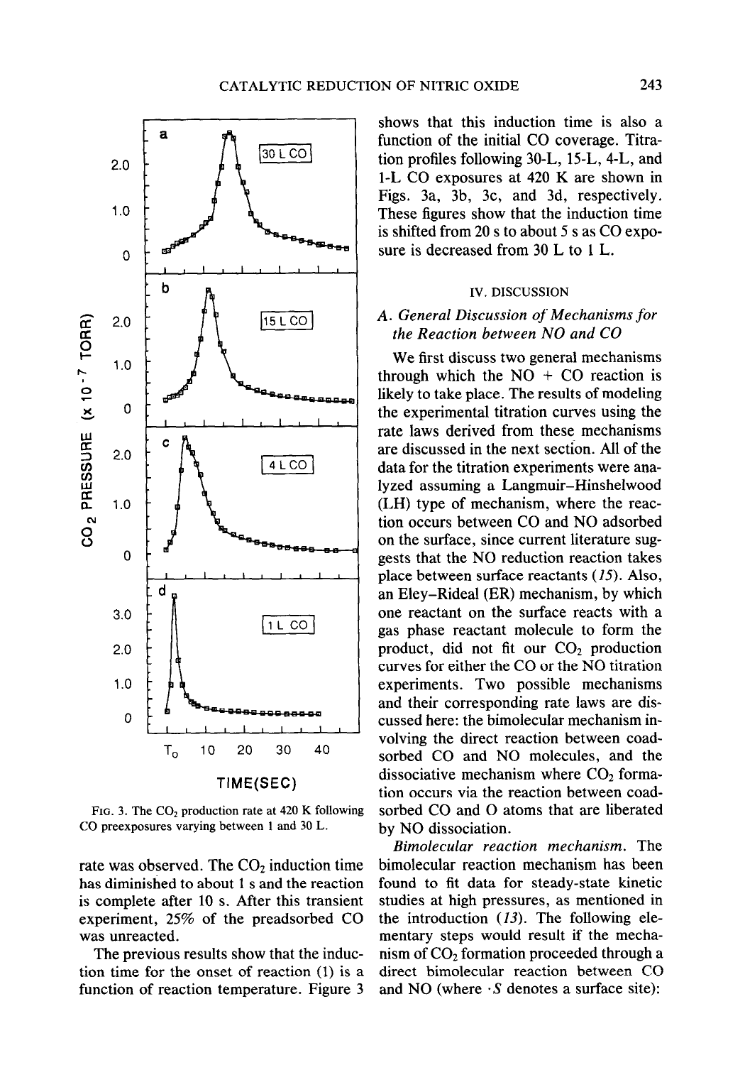FIG. 3. The $CO_2$ production rate at 420 K following CO preexposures varying between 1 and 30 L.

rate was observed. The $CO_2$ induction time has diminished to about 1 s and the reaction is complete after 10 s. After this transient experiment, 25% of the preadsorbed CO was unreacted.

The previous results show that the induction time for the onset of reaction (1) is a function of reaction temperature. Figure 3 shows that this induction time is also a function of the initial CO coverage. Titration profiles following 30-L, 15-L, 4-L, and 1-L CO exposures at 420 K are shown in Figs. 3a, 3b, 3c, and 3d, respectively. These figures show that the induction time is shifted from 20 s to about 5 s as CO exposure is decreased from 30 L to 1 L.

## IV. DISCUSSION

### A. General Discussion of Mechanisms for the Reaction between NO and CO

We first discuss two general mechanisms through which the NO + CO reaction is likely to take place. The results of modeling the experimental titration curves using the rate laws derived from these mechanisms are discussed in the next section. All of the data for the titration experiments were analyzed assuming a Langmuir–Hinshelwood (LH) type of mechanism, where the reaction occurs between CO and NO adsorbed on the surface, since current literature suggests that the NO reduction reaction takes place between surface reactants (*15*). Also, an Eley–Rideal (ER) mechanism, by which one reactant on the surface reacts with a gas phase reactant molecule to form the product, did not fit our $CO_2$ production curves for either the CO or the NO titration experiments. Two possible mechanisms and their corresponding rate laws are discussed here: the bimolecular mechanism involving the direct reaction between coadsorbed CO and NO molecules, and the dissociative mechanism where $CO_2$ formation occurs via the reaction between coadsorbed CO and O atoms that are liberated by NO dissociation.

*Bimolecular reaction mechanism.* The bimolecular reaction mechanism has been found to fit data for steady-state kinetic studies at high pressures, as mentioned in the introduction (*13*). The following elementary steps would result if the mechanism of $CO_2$ formation proceeded through a direct bimolecular reaction between CO and NO (where $\cdot S$ denotes a surface site):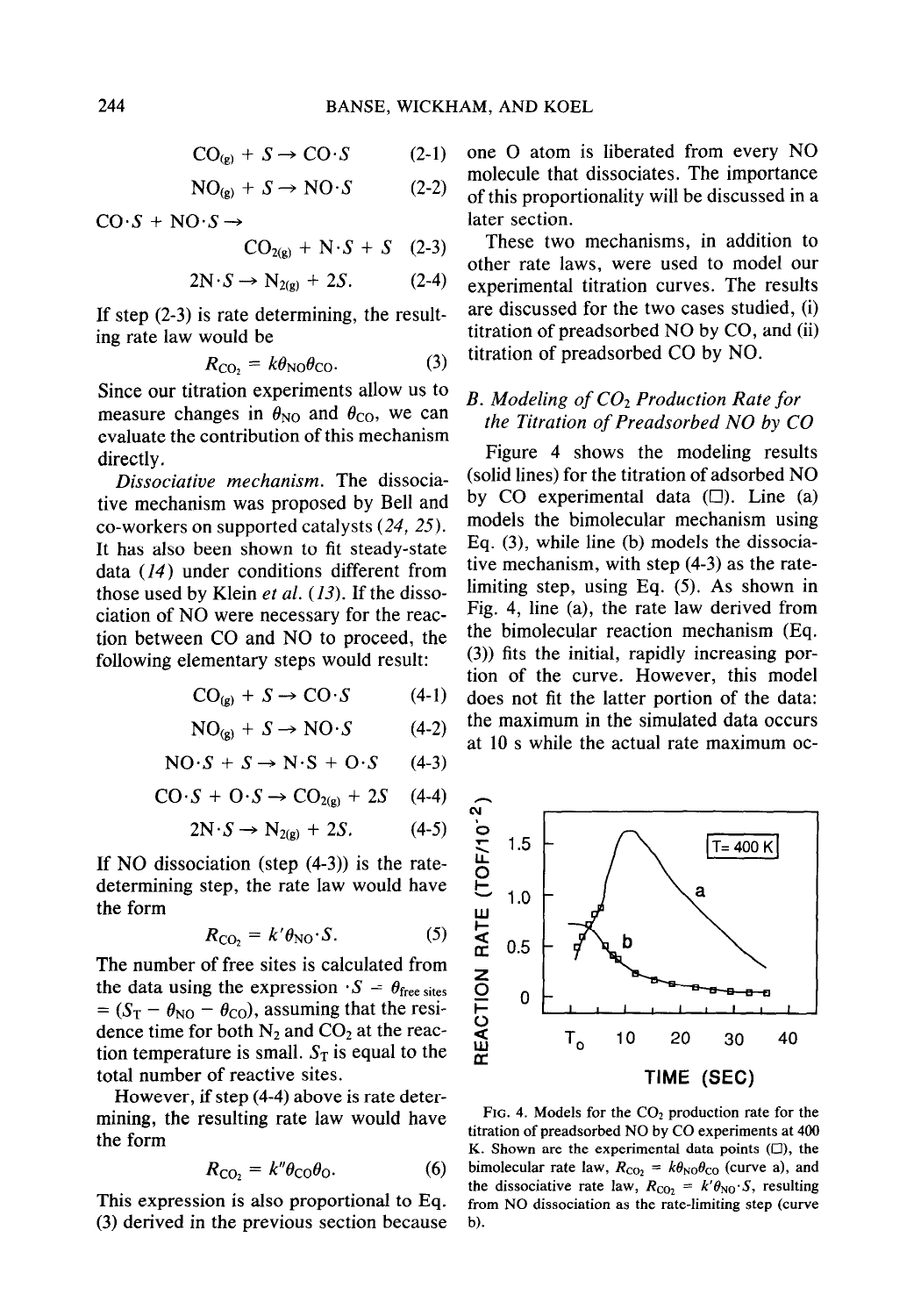$$CO_{(g)} + S \rightarrow CO \cdot S \quad (2\text{-}1)$$

$$NO_{(g)} + S \rightarrow NO \cdot S \quad (2\text{-}2)$$

$$CO \cdot S + NO \cdot S \rightarrow CO_{2(g)} + N \cdot S + S \quad (2\text{-}3)$$

$$2N \cdot S \rightarrow N_{2(g)} + 2S. \quad (2\text{-}4)$$

If step (2-3) is rate determining, the resulting rate law would be

$$R_{CO_2} = k\theta_{NO}\theta_{CO}. \quad (3)$$

Since our titration experiments allow us to measure changes in $\theta_{NO}$ and $\theta_{CO}$, we can evaluate the contribution of this mechanism directly.

*Dissociative mechanism.* The dissociative mechanism was proposed by Bell and co-workers on supported catalysts (*24, 25*). It has also been shown to fit steady-state data (*14*) under conditions different from those used by Klein *et al.* (*13*). If the dissociation of NO were necessary for the reaction between CO and NO to proceed, the following elementary steps would result:

$$CO_{(g)} + S \rightarrow CO \cdot S \quad (4\text{-}1)$$

$$NO_{(g)} + S \rightarrow NO \cdot S \quad (4\text{-}2)$$

$$NO \cdot S + S \rightarrow N \cdot S + O \cdot S \quad (4\text{-}3)$$

$$CO \cdot S + O \cdot S \rightarrow CO_{2(g)} + 2S \quad (4\text{-}4)$$

$$2N \cdot S \rightarrow N_{2(g)} + 2S. \quad (4\text{-}5)$$

If NO dissociation (step (4-3)) is the rate-determining step, the rate law would have the form

$$R_{CO_2} = k'\theta_{NO} \cdot S. \quad (5)$$

The number of free sites is calculated from the data using the expression $\cdot S = \theta_{\text{free sites}} = (S_T - \theta_{NO} - \theta_{CO})$, assuming that the residence time for both $N_2$ and $CO_2$ at the reaction temperature is small. $S_T$ is equal to the total number of reactive sites.

However, if step (4-4) above is rate determining, the resulting rate law would have the form

$$R_{CO_2} = k''\theta_{CO}\theta_{O}. \quad (6)$$

This expression is also proportional to Eq. (3) derived in the previous section because one O atom is liberated from every NO molecule that dissociates. The importance of this proportionality will be discussed in a later section.

These two mechanisms, in addition to other rate laws, were used to model our experimental titration curves. The results are discussed for the two cases studied, (i) titration of preadsorbed NO by CO, and (ii) titration of preadsorbed CO by NO.

### *B. Modeling of $CO_2$ Production Rate for the Titration of Preadsorbed NO by CO*

Figure 4 shows the modeling results (solid lines) for the titration of adsorbed NO by CO experimental data (□). Line (a) models the bimolecular mechanism using Eq. (3), while line (b) models the dissociative mechanism, with step (4-3) as the rate-limiting step, using Eq. (5). As shown in Fig. 4, line (a), the rate law derived from the bimolecular reaction mechanism (Eq. (3)) fits the initial, rapidly increasing portion of the curve. However, this model does not fit the latter portion of the data: the maximum in the simulated data occurs at 10 s while the actual rate maximum oc-

FIG. 4. Models for the $CO_2$ production rate for the titration of preadsorbed NO by CO experiments at 400 K. Shown are the experimental data points (□), the bimolecular rate law, $R_{CO_2} = k\theta_{NO}\theta_{CO}$ (curve a), and the dissociative rate law, $R_{CO_2} = k'\theta_{NO} \cdot S$, resulting from NO dissociation as the rate-limiting step (curve b).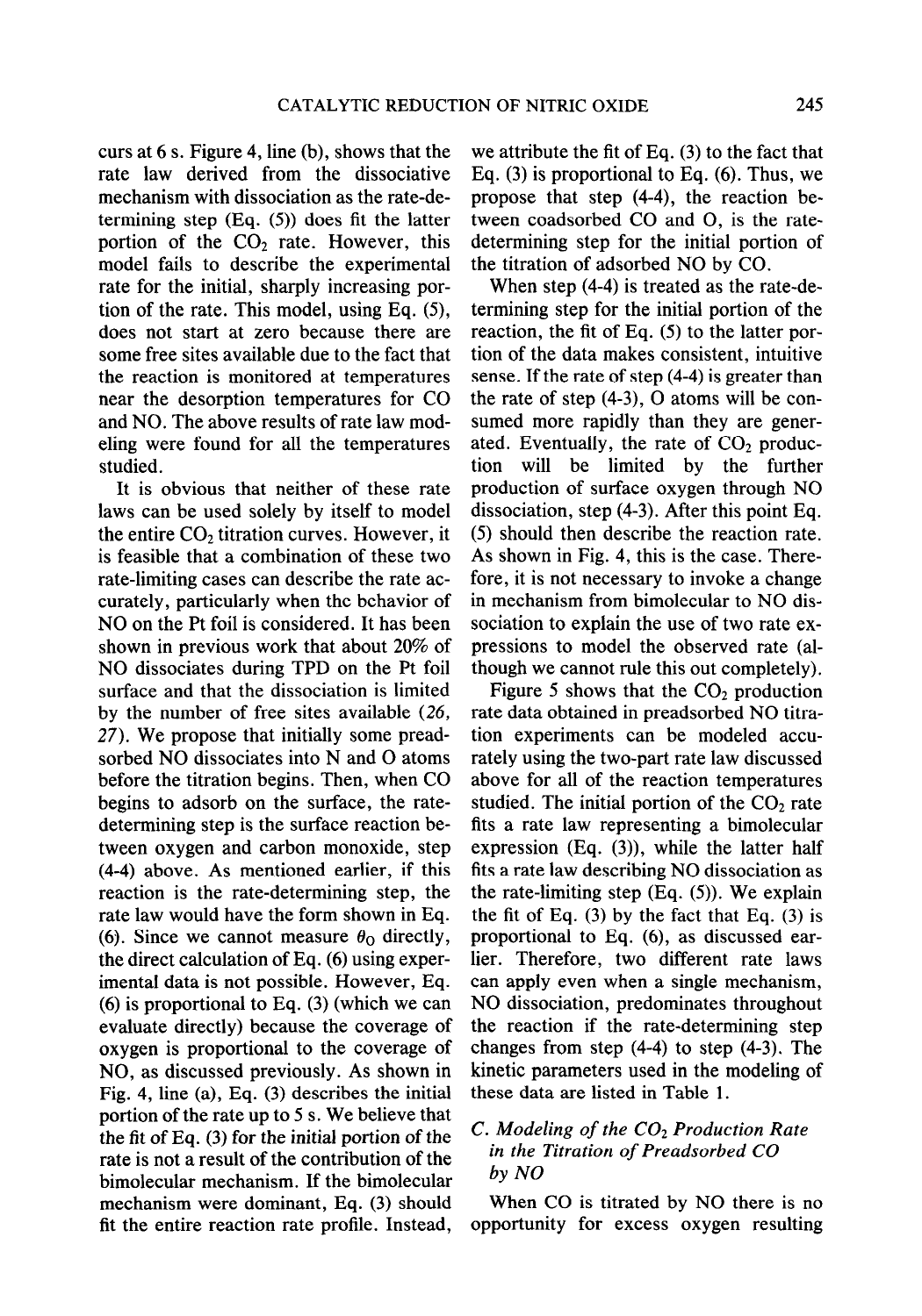curs at 6 s. Figure 4, line (b), shows that the rate law derived from the dissociative mechanism with dissociation as the rate-determining step (Eq. (5)) does fit the latter portion of the $CO_2$ rate. However, this model fails to describe the experimental rate for the initial, sharply increasing portion of the rate. This model, using Eq. (5), does not start at zero because there are some free sites available due to the fact that the reaction is monitored at temperatures near the desorption temperatures for CO and NO. The above results of rate law modeling were found for all the temperatures studied.

It is obvious that neither of these rate laws can be used solely by itself to model the entire $CO_2$ titration curves. However, it is feasible that a combination of these two rate-limiting cases can describe the rate accurately, particularly when the behavior of NO on the Pt foil is considered. It has been shown in previous work that about 20% of NO dissociates during TPD on the Pt foil surface and that the dissociation is limited by the number of free sites available (*26*, *27*). We propose that initially some preadsorbed NO dissociates into N and O atoms before the titration begins. Then, when CO begins to adsorb on the surface, the rate-determining step is the surface reaction between oxygen and carbon monoxide, step (4-4) above. As mentioned earlier, if this reaction is the rate-determining step, the rate law would have the form shown in Eq. (6). Since we cannot measure $\theta_O$ directly, the direct calculation of Eq. (6) using experimental data is not possible. However, Eq. (6) is proportional to Eq. (3) (which we can evaluate directly) because the coverage of oxygen is proportional to the coverage of NO, as discussed previously. As shown in Fig. 4, line (a), Eq. (3) describes the initial portion of the rate up to 5 s. We believe that the fit of Eq. (3) for the initial portion of the rate is not a result of the contribution of the bimolecular mechanism. If the bimolecular mechanism were dominant, Eq. (3) should fit the entire reaction rate profile. Instead, we attribute the fit of Eq. (3) to the fact that Eq. (3) is proportional to Eq. (6). Thus, we propose that step (4-4), the reaction between coadsorbed CO and O, is the rate-determining step for the initial portion of the titration of adsorbed NO by CO.

When step (4-4) is treated as the rate-determining step for the initial portion of the reaction, the fit of Eq. (5) to the latter portion of the data makes consistent, intuitive sense. If the rate of step (4-4) is greater than the rate of step (4-3), O atoms will be consumed more rapidly than they are generated. Eventually, the rate of $CO_2$ production will be limited by the further production of surface oxygen through NO dissociation, step (4-3). After this point Eq. (5) should then describe the reaction rate. As shown in Fig. 4, this is the case. Therefore, it is not necessary to invoke a change in mechanism from bimolecular to NO dissociation to explain the use of two rate expressions to model the observed rate (although we cannot rule this out completely).

Figure 5 shows that the $CO_2$ production rate data obtained in preadsorbed NO titration experiments can be modeled accurately using the two-part rate law discussed above for all of the reaction temperatures studied. The initial portion of the $CO_2$ rate fits a rate law representing a bimolecular expression (Eq. (3)), while the latter half fits a rate law describing NO dissociation as the rate-limiting step (Eq. (5)). We explain the fit of Eq. (3) by the fact that Eq. (3) is proportional to Eq. (6), as discussed earlier. Therefore, two different rate laws can apply even when a single mechanism, NO dissociation, predominates throughout the reaction if the rate-determining step changes from step (4-4) to step (4-3). The kinetic parameters used in the modeling of these data are listed in Table 1.

### C. Modeling of the $CO_2$ Production Rate in the Titration of Preadsorbed CO by NO

When CO is titrated by NO there is no opportunity for excess oxygen resulting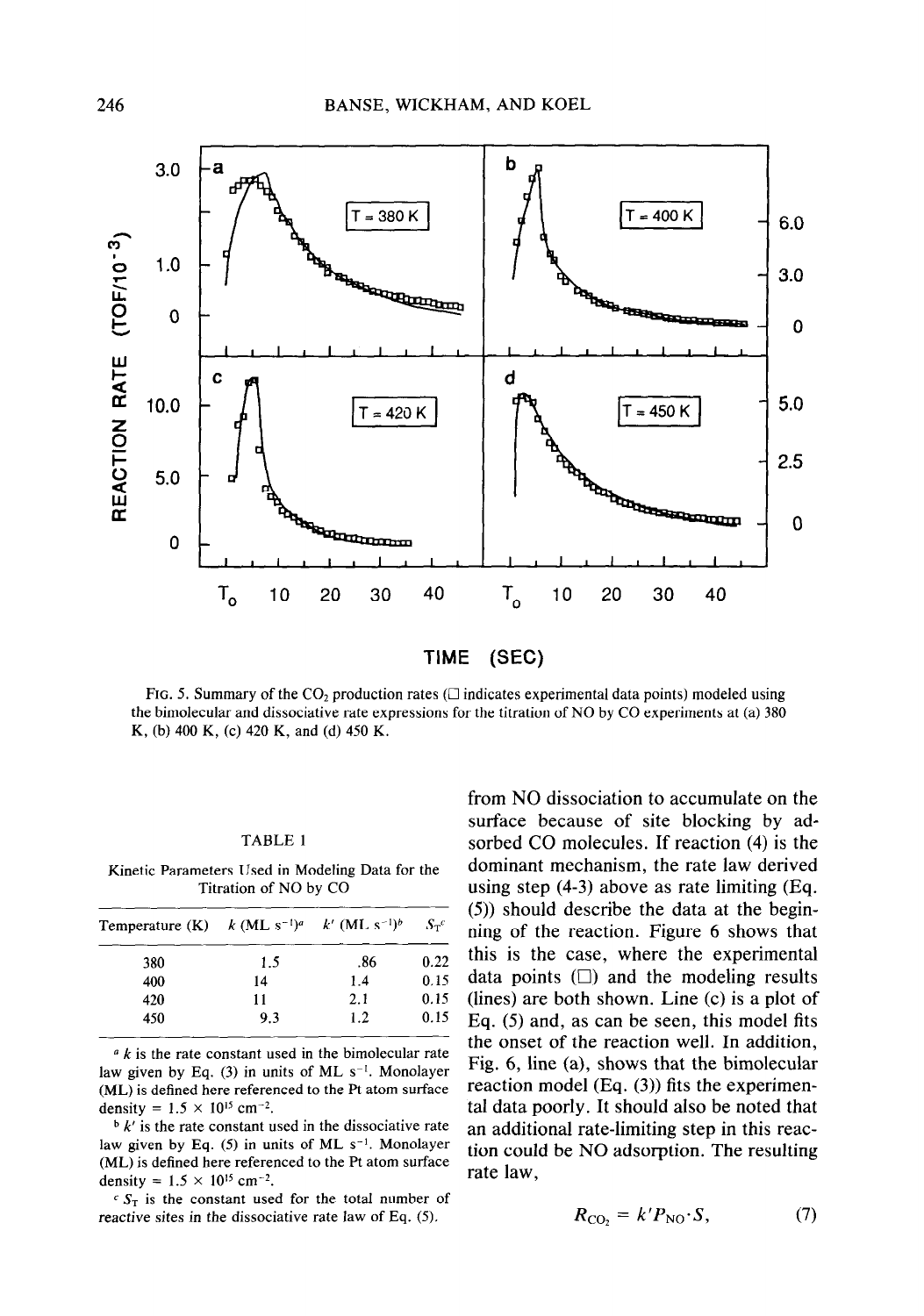FIG. 5. Summary of the $CO_2$ production rates (□ indicates experimental data points) modeled using the bimolecular and dissociative rate expressions for the titration of NO by CO experiments at (a) 380 K, (b) 400 K, (c) 420 K, and (d) 450 K.

TABLE 1

Kinetic Parameters Used in Modeling Data for the Titration of NO by CO

| Temperature (K) | $k$ (ML $s^{-1}$)[a] | $k'$ (ML $s^{-1}$)[b] | $S_T$[c] |
|---|---|---|---|
| 380 | 1.5 | .86 | 0.22 |
| 400 | 14 | 1.4 | 0.15 |
| 420 | 11 | 2.1 | 0.15 |
| 450 | 9.3 | 1.2 | 0.15 |

[a] $k$ is the rate constant used in the bimolecular rate law given by Eq. (3) in units of ML $s^{-1}$. Monolayer (ML) is defined here referenced to the Pt atom surface density = $1.5 \times 10^{15}$ $cm^{-2}$.

[b] $k'$ is the rate constant used in the dissociative rate law given by Eq. (5) in units of ML $s^{-1}$. Monolayer (ML) is defined here referenced to the Pt atom surface density = $1.5 \times 10^{15}$ $cm^{-2}$.

[c] $S_T$ is the constant used for the total number of reactive sites in the dissociative rate law of Eq. (5).

from NO dissociation to accumulate on the surface because of site blocking by adsorbed CO molecules. If reaction (4) is the dominant mechanism, the rate law derived using step (4-3) above as rate limiting (Eq. (5)) should describe the data at the beginning of the reaction. Figure 6 shows that this is the case, where the experimental data points (□) and the modeling results (lines) are both shown. Line (c) is a plot of Eq. (5) and, as can be seen, this model fits the onset of the reaction well. In addition, Fig. 6, line (a), shows that the bimolecular reaction model (Eq. (3)) fits the experimental data poorly. It should also be noted that an additional rate-limiting step in this reaction could be NO adsorption. The resulting rate law,

$$R_{CO_2} = k' P_{NO} \cdot S, \tag{7}$$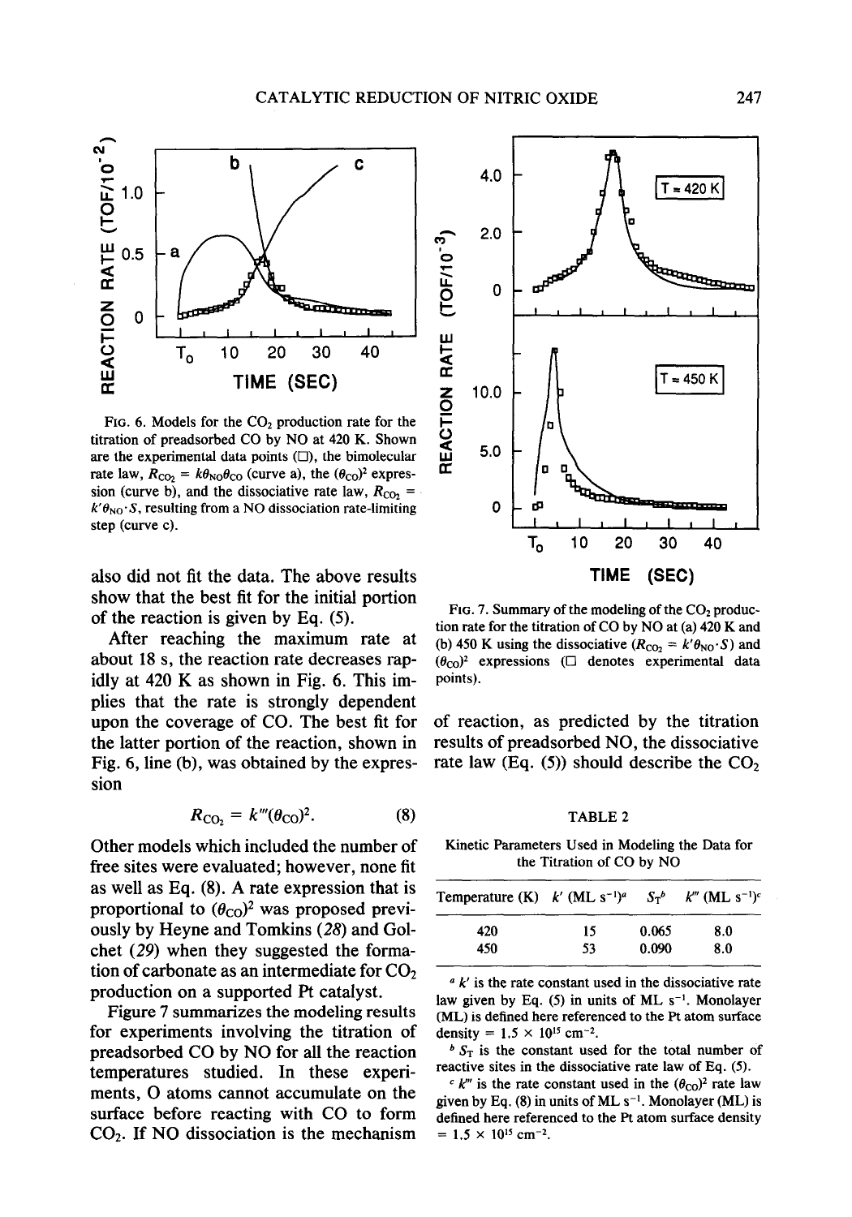FIG. 6. Models for the $CO_2$ production rate for the titration of preadsorbed CO by NO at 420 K. Shown are the experimental data points (□), the bimolecular rate law, $R_{CO_2} = k\theta_{NO}\theta_{CO}$ (curve a), the $(\theta_{CO})^2$ expression (curve b), and the dissociative rate law, $R_{CO_2} = k'\theta_{NO} \cdot S$, resulting from a NO dissociation rate-limiting step (curve c).

also did not fit the data. The above results show that the best fit for the initial portion of the reaction is given by Eq. (5).

After reaching the maximum rate at about 18 s, the reaction rate decreases rapidly at 420 K as shown in Fig. 6. This implies that the rate is strongly dependent upon the coverage of CO. The best fit for the latter portion of the reaction, shown in Fig. 6, line (b), was obtained by the expression

$$R_{CO_2} = k'''(\theta_{CO})^2. \quad (8)$$

Other models which included the number of free sites were evaluated; however, none fit as well as Eq. (8). A rate expression that is proportional to $(\theta_{CO})^2$ was proposed previously by Heyne and Tomkins (28) and Golchet (29) when they suggested the formation of carbonate as an intermediate for $CO_2$ production on a supported Pt catalyst.

Figure 7 summarizes the modeling results for experiments involving the titration of preadsorbed CO by NO for all the reaction temperatures studied. In these experiments, O atoms cannot accumulate on the surface before reacting with CO to form $CO_2$. If NO dissociation is the mechanism of reaction, as predicted by the titration results of preadsorbed NO, the dissociative rate law (Eq. (5)) should describe the $CO_2$

FIG. 7. Summary of the modeling of the $CO_2$ production rate for the titration of CO by NO at (a) 420 K and (b) 450 K using the dissociative ($R_{CO_2} = k'\theta_{NO} \cdot S$) and $(\theta_{CO})^2$ expressions (□ denotes experimental data points).

TABLE 2

Kinetic Parameters Used in Modeling the Data for the Titration of CO by NO

| Temperature (K) | $k'$ (ML $s^{-1}$)[a] | $S_T$[b] | $k'''$ (ML $s^{-1}$)[c] |
|---|---|---|---|
| 420 | 15 | 0.065 | 8.0 |
| 450 | 53 | 0.090 | 8.0 |

[a] $k'$ is the rate constant used in the dissociative rate law given by Eq. (5) in units of ML $s^{-1}$. Monolayer (ML) is defined here referenced to the Pt atom surface density = $1.5 \times 10^{15}$ $cm^{-2}$.

[b] $S_T$ is the constant used for the total number of reactive sites in the dissociative rate law of Eq. (5).

[c] $k'''$ is the rate constant used in the $(\theta_{CO})^2$ rate law given by Eq. (8) in units of ML $s^{-1}$. Monolayer (ML) is defined here referenced to the Pt atom surface density = $1.5 \times 10^{15}$ $cm^{-2}$.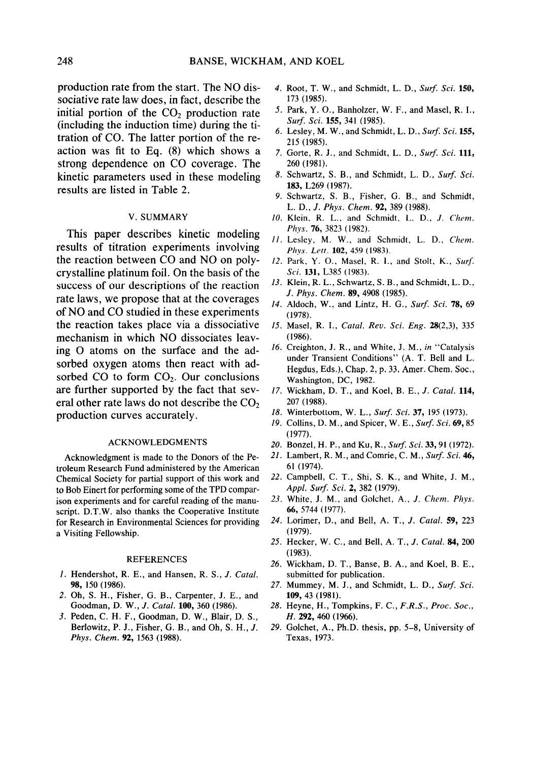production rate from the start. The NO dissociative rate law does, in fact, describe the initial portion of the $CO_2$ production rate (including the induction time) during the titration of CO. The latter portion of the reaction was fit to Eq. (8) which shows a strong dependence on CO coverage. The kinetic parameters used in these modeling results are listed in Table 2.

## V. SUMMARY

This paper describes kinetic modeling results of titration experiments involving the reaction between CO and NO on polycrystalline platinum foil. On the basis of the success of our descriptions of the reaction rate laws, we propose that at the coverages of NO and CO studied in these experiments the reaction takes place via a dissociative mechanism in which NO dissociates leaving O atoms on the surface and the adsorbed oxygen atoms then react with adsorbed CO to form $CO_2$. Our conclusions are further supported by the fact that several other rate laws do not describe the $CO_2$ production curves accurately.

## ACKNOWLEDGMENTS

Acknowledgment is made to the Donors of the Petroleum Research Fund administered by the American Chemical Society for partial support of this work and to Bob Einert for performing some of the TPD comparison experiments and for careful reading of the manuscript. D.T.W. also thanks the Cooperative Institute for Research in Environmental Sciences for providing a Visiting Fellowship.

## REFERENCES

1. Hendershot, R. E., and Hansen, R. S., *J. Catal.* **98,** 150 (1986).
2. Oh, S. H., Fisher, G. B., Carpenter, J. E., and Goodman, D. W., *J. Catal.* **100,** 360 (1986).
3. Peden, C. H. F., Goodman, D. W., Blair, D. S., Berlowitz, P. J., Fisher, G. B., and Oh, S. H., *J. Phys. Chem.* **92,** 1563 (1988).
4. Root, T. W., and Schmidt, L. D., *Surf. Sci.* **150,** 173 (1985).
5. Park, Y. O., Banholzer, W. F., and Masel, R. I., *Surf. Sci.* **155,** 341 (1985).
6. Lesley, M. W., and Schmidt, L. D., *Surf. Sci.* **155,** 215 (1985).
7. Gorte, R. J., and Schmidt, L. D., *Surf. Sci.* **111,** 260 (1981).
8. Schwartz, S. B., and Schmidt, L. D., *Surf. Sci.* **183,** L269 (1987).
9. Schwartz, S. B., Fisher, G. B., and Schmidt, L. D., *J. Phys. Chem.* **92,** 389 (1988).
10. Klein, R. L., and Schmidt, L. D., *J. Chem. Phys.* **76,** 3823 (1982).
11. Lesley, M. W., and Schmidt, L. D., *Chem. Phys. Lett.* **102,** 459 (1983).
12. Park, Y. O., Masel, R. I., and Stolt, K., *Surf. Sci.* **131,** L385 (1983).
13. Klein, R. L., Schwartz, S. B., and Schmidt, L. D., *J. Phys. Chem.* **89,** 4908 (1985).
14. Aldoch, W., and Lintz, H. G., *Surf. Sci.* **78,** 69 (1978).
15. Masel, R. I., *Catal. Rev. Sci. Eng.* **28**(2,3), 335 (1986).
16. Creighton, J. R., and White, J. M., *in* "Catalysis under Transient Conditions" (A. T. Bell and L. Hegdus, Eds.), Chap. 2, p. 33. Amer. Chem. Soc., Washington, DC, 1982.
17. Wickham, D. T., and Koel, B. E., *J. Catal.* **114,** 207 (1988).
18. Winterbottom, W. L., *Surf. Sci.* **37,** 195 (1973).
19. Collins, D. M., and Spicer, W. E., *Surf. Sci.* **69,** 85 (1977).
20. Bonzel, H. P., and Ku, R., *Surf. Sci.* **33,** 91 (1972).
21. Lambert, R. M., and Comrie, C. M., *Surf. Sci.* **46,** 61 (1974).
22. Campbell, C. T., Shi, S. K., and White, J. M., *Appl. Surf. Sci.* **2,** 382 (1979).
23. White, J. M., and Golchet, A., *J. Chem. Phys.* **66,** 5744 (1977).
24. Lorimer, D., and Bell, A. T., *J. Catal.* **59,** 223 (1979).
25. Hecker, W. C., and Bell, A. T., *J. Catal.* **84,** 200 (1983).
26. Wickham, D. T., Banse, B. A., and Koel, B. E., submitted for publication.
27. Mummey, M. J., and Schmidt, L. D., *Surf. Sci.* **109,** 43 (1981).
28. Heyne, H., Tompkins, F. C., *F.R.S., Proc. Soc., H.* **292,** 460 (1966).
29. Golchet, A., Ph.D. thesis, pp. 5–8, University of Texas, 1973.